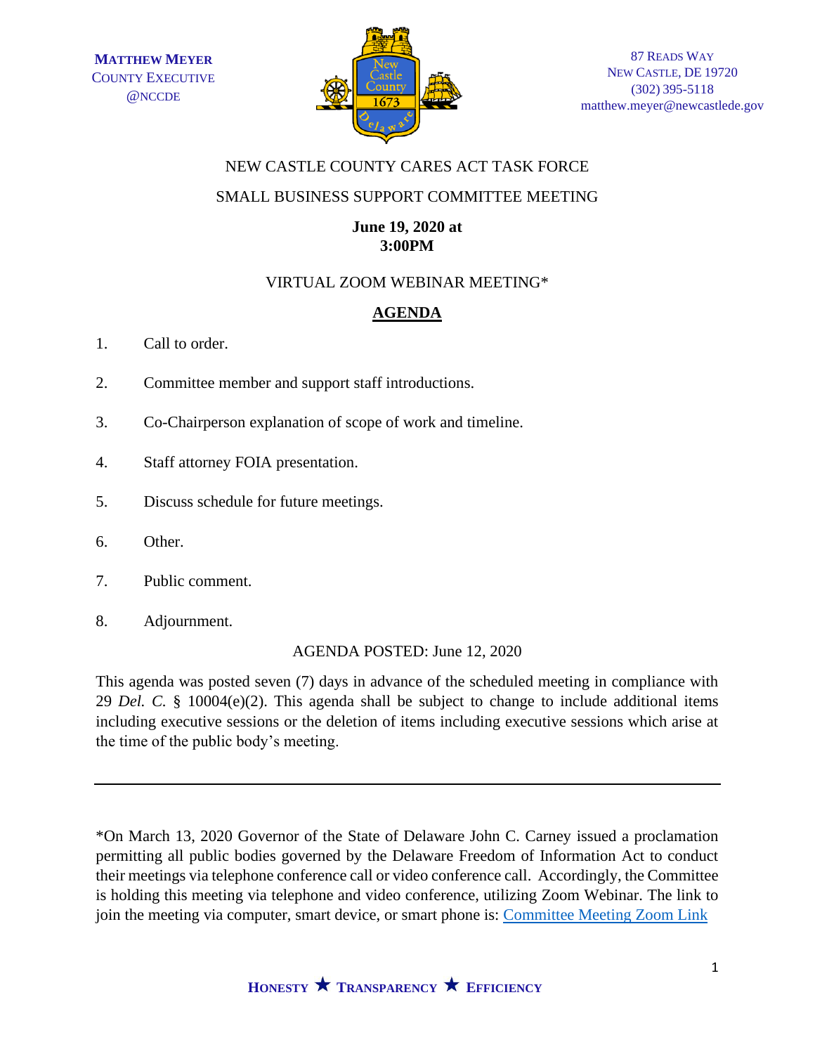**Matthew Meyer**
County Executive
@NCCDE

87 Reads Way
New Castle, DE 19720
(302) 395-5118
matthew.meyer@newcastlede.gov

NEW CASTLE COUNTY CARES ACT TASK FORCE

SMALL BUSINESS SUPPORT COMMITTEE MEETING

**June 19, 2020 at 3:00PM**

VIRTUAL ZOOM WEBINAR MEETING*

## AGENDA

1. Call to order.
2. Committee member and support staff introductions.
3. Co-Chairperson explanation of scope of work and timeline.
4. Staff attorney FOIA presentation.
5. Discuss schedule for future meetings.
6. Other.
7. Public comment.
8. Adjournment.

AGENDA POSTED: June 12, 2020

This agenda was posted seven (7) days in advance of the scheduled meeting in compliance with 29 *Del. C.* § 10004(e)(2). This agenda shall be subject to change to include additional items including executive sessions or the deletion of items including executive sessions which arise at the time of the public body's meeting.

---

*On March 13, 2020 Governor of the State of Delaware John C. Carney issued a proclamation permitting all public bodies governed by the Delaware Freedom of Information Act to conduct their meetings via telephone conference call or video conference call. Accordingly, the Committee is holding this meeting via telephone and video conference, utilizing Zoom Webinar. The link to join the meeting via computer, smart device, or smart phone is: Committee Meeting Zoom Link

**Honesty ★ Transparency ★ Efficiency**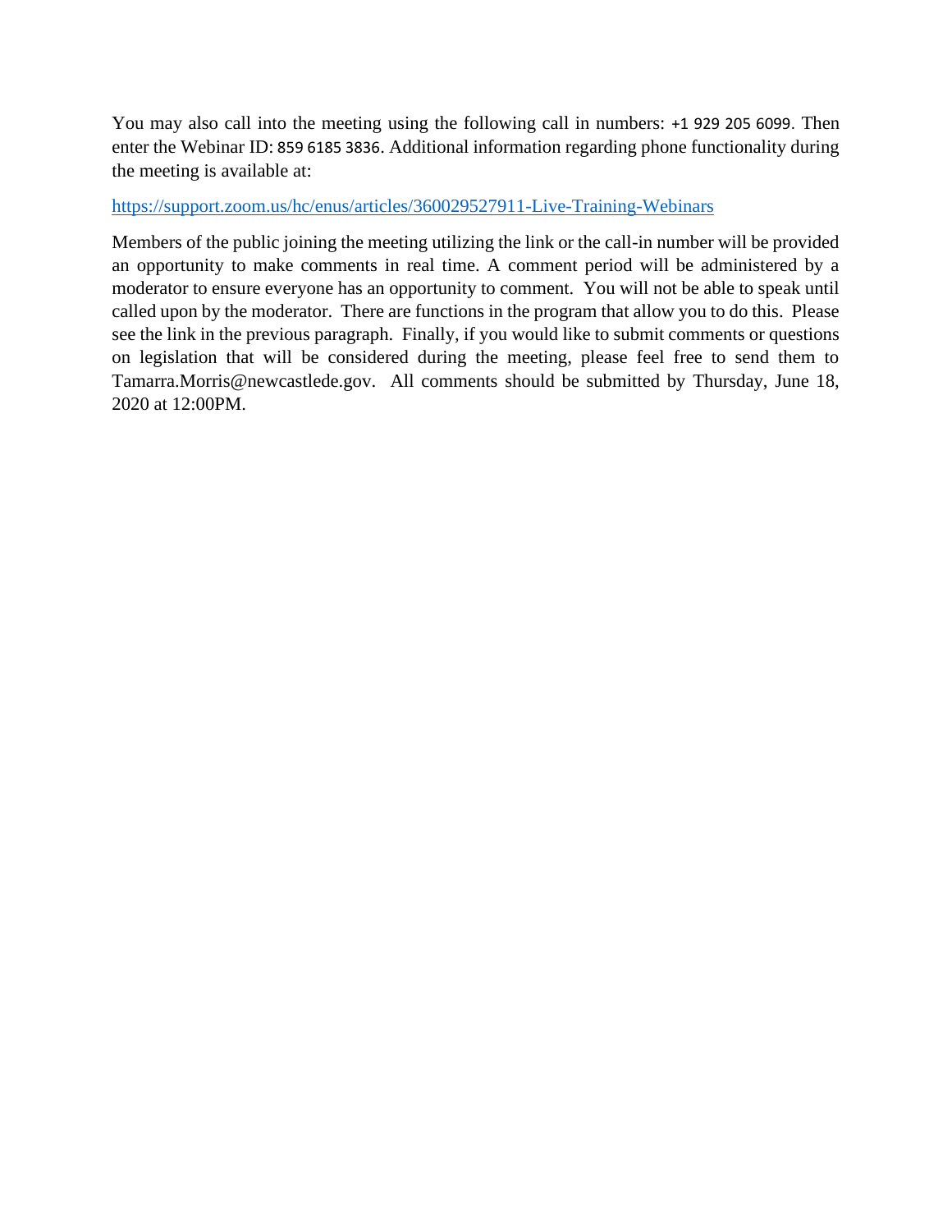You may also call into the meeting using the following call in numbers: +1 929 205 6099. Then enter the Webinar ID: 859 6185 3836. Additional information regarding phone functionality during the meeting is available at:

https://support.zoom.us/hc/enus/articles/360029527911-Live-Training-Webinars

Members of the public joining the meeting utilizing the link or the call-in number will be provided an opportunity to make comments in real time. A comment period will be administered by a moderator to ensure everyone has an opportunity to comment. You will not be able to speak until called upon by the moderator. There are functions in the program that allow you to do this. Please see the link in the previous paragraph. Finally, if you would like to submit comments or questions on legislation that will be considered during the meeting, please feel free to send them to Tamarra.Morris@newcastlede.gov. All comments should be submitted by Thursday, June 18, 2020 at 12:00PM.